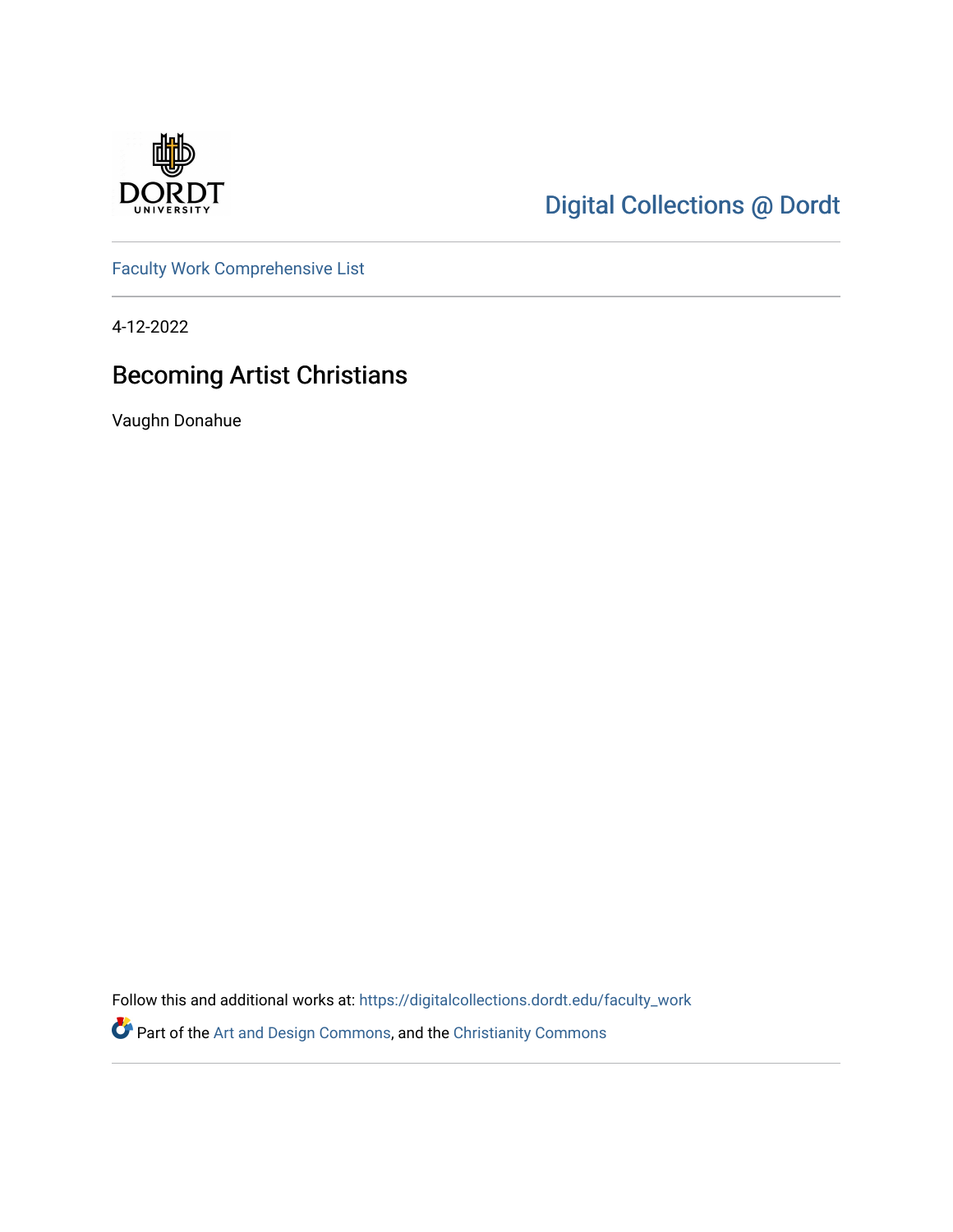Digital Collections @ Dordt

Faculty Work Comprehensive List

4-12-2022

# Becoming Artist Christians

Vaughn Donahue

Follow this and additional works at: https://digitalcollections.dordt.edu/faculty_work

Part of the Art and Design Commons, and the Christianity Commons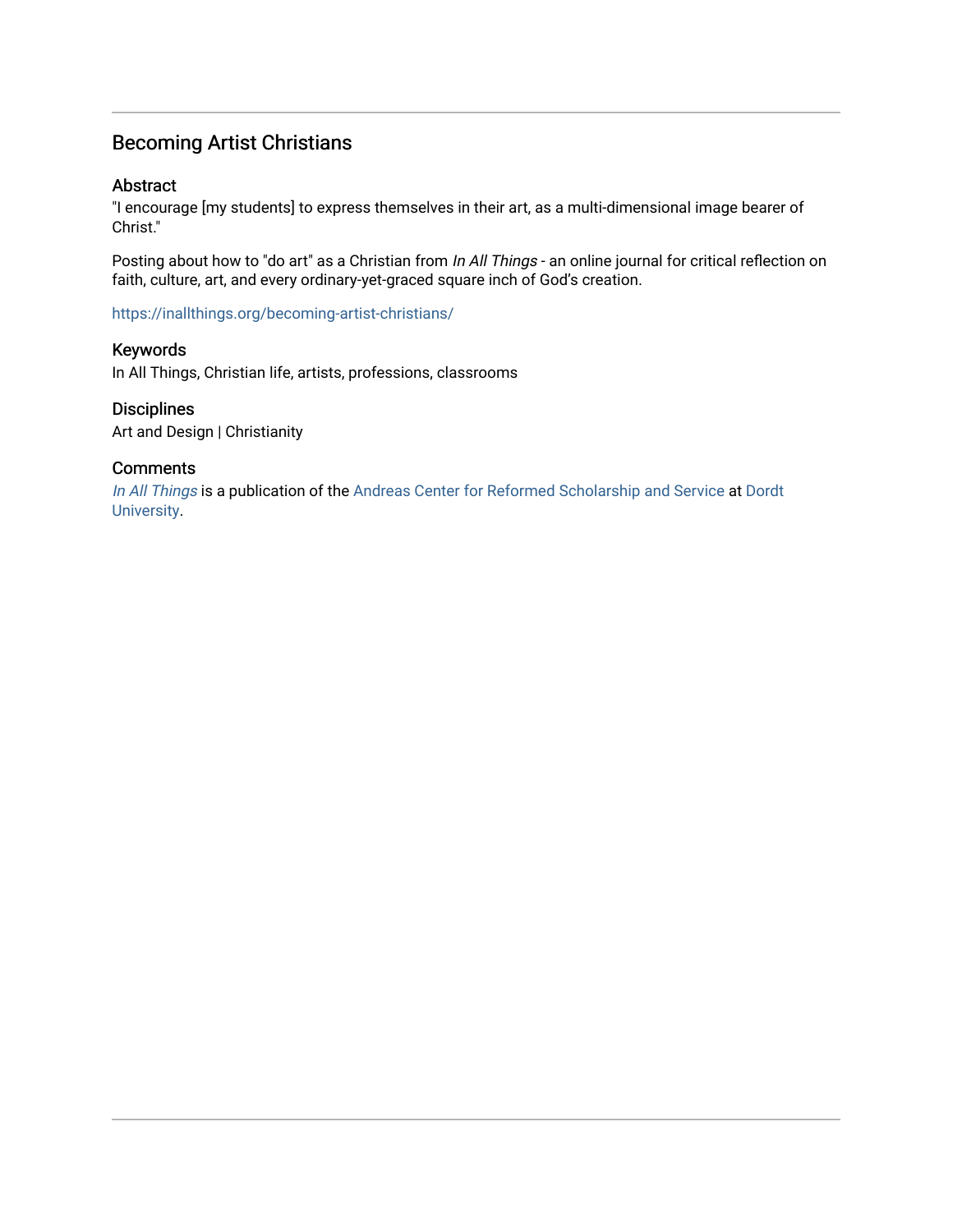## Becoming Artist Christians

### Abstract

"I encourage [my students] to express themselves in their art, as a multi-dimensional image bearer of Christ."

Posting about how to "do art" as a Christian from *In All Things* - an online journal for critical reflection on faith, culture, art, and every ordinary-yet-graced square inch of God's creation.

https://inallthings.org/becoming-artist-christians/

### Keywords

In All Things, Christian life, artists, professions, classrooms

### Disciplines

Art and Design | Christianity

### Comments

*In All Things* is a publication of the Andreas Center for Reformed Scholarship and Service at Dordt University.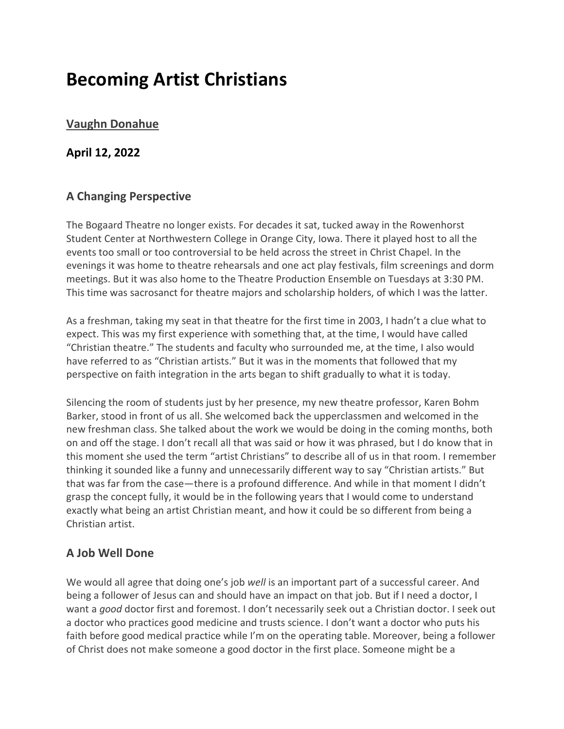# Becoming Artist Christians

**Vaughn Donahue**

**April 12, 2022**

## A Changing Perspective

The Bogaard Theatre no longer exists. For decades it sat, tucked away in the Rowenhorst Student Center at Northwestern College in Orange City, Iowa. There it played host to all the events too small or too controversial to be held across the street in Christ Chapel. In the evenings it was home to theatre rehearsals and one act play festivals, film screenings and dorm meetings. But it was also home to the Theatre Production Ensemble on Tuesdays at 3:30 PM. This time was sacrosanct for theatre majors and scholarship holders, of which I was the latter.

As a freshman, taking my seat in that theatre for the first time in 2003, I hadn't a clue what to expect. This was my first experience with something that, at the time, I would have called "Christian theatre." The students and faculty who surrounded me, at the time, I also would have referred to as "Christian artists." But it was in the moments that followed that my perspective on faith integration in the arts began to shift gradually to what it is today.

Silencing the room of students just by her presence, my new theatre professor, Karen Bohm Barker, stood in front of us all. She welcomed back the upperclassmen and welcomed in the new freshman class. She talked about the work we would be doing in the coming months, both on and off the stage. I don't recall all that was said or how it was phrased, but I do know that in this moment she used the term "artist Christians" to describe all of us in that room. I remember thinking it sounded like a funny and unnecessarily different way to say "Christian artists." But that was far from the case—there is a profound difference. And while in that moment I didn't grasp the concept fully, it would be in the following years that I would come to understand exactly what being an artist Christian meant, and how it could be so different from being a Christian artist.

## A Job Well Done

We would all agree that doing one's job *well* is an important part of a successful career. And being a follower of Jesus can and should have an impact on that job. But if I need a doctor, I want a *good* doctor first and foremost. I don't necessarily seek out a Christian doctor. I seek out a doctor who practices good medicine and trusts science. I don't want a doctor who puts his faith before good medical practice while I'm on the operating table. Moreover, being a follower of Christ does not make someone a good doctor in the first place. Someone might be a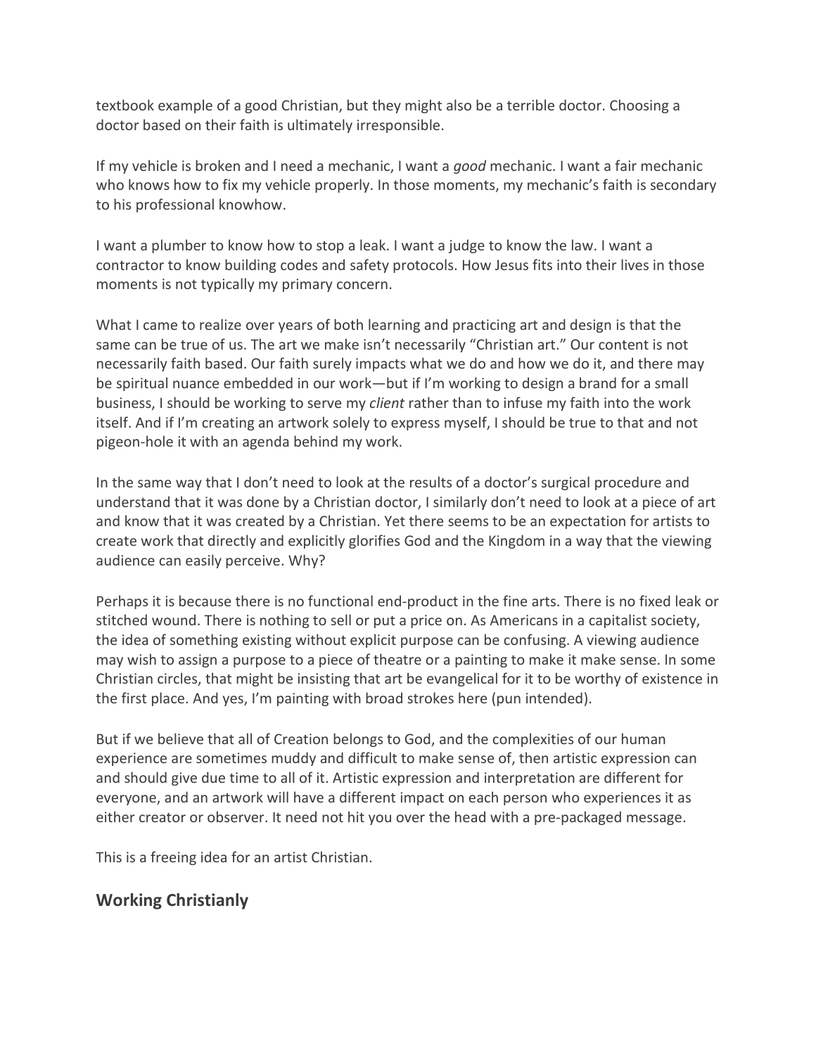textbook example of a good Christian, but they might also be a terrible doctor. Choosing a doctor based on their faith is ultimately irresponsible.

If my vehicle is broken and I need a mechanic, I want a *good* mechanic. I want a fair mechanic who knows how to fix my vehicle properly. In those moments, my mechanic's faith is secondary to his professional knowhow.

I want a plumber to know how to stop a leak. I want a judge to know the law. I want a contractor to know building codes and safety protocols. How Jesus fits into their lives in those moments is not typically my primary concern.

What I came to realize over years of both learning and practicing art and design is that the same can be true of us. The art we make isn't necessarily "Christian art." Our content is not necessarily faith based. Our faith surely impacts what we do and how we do it, and there may be spiritual nuance embedded in our work—but if I'm working to design a brand for a small business, I should be working to serve my *client* rather than to infuse my faith into the work itself. And if I'm creating an artwork solely to express myself, I should be true to that and not pigeon-hole it with an agenda behind my work.

In the same way that I don't need to look at the results of a doctor's surgical procedure and understand that it was done by a Christian doctor, I similarly don't need to look at a piece of art and know that it was created by a Christian. Yet there seems to be an expectation for artists to create work that directly and explicitly glorifies God and the Kingdom in a way that the viewing audience can easily perceive. Why?

Perhaps it is because there is no functional end-product in the fine arts. There is no fixed leak or stitched wound. There is nothing to sell or put a price on. As Americans in a capitalist society, the idea of something existing without explicit purpose can be confusing. A viewing audience may wish to assign a purpose to a piece of theatre or a painting to make it make sense. In some Christian circles, that might be insisting that art be evangelical for it to be worthy of existence in the first place. And yes, I'm painting with broad strokes here (pun intended).

But if we believe that all of Creation belongs to God, and the complexities of our human experience are sometimes muddy and difficult to make sense of, then artistic expression can and should give due time to all of it. Artistic expression and interpretation are different for everyone, and an artwork will have a different impact on each person who experiences it as either creator or observer. It need not hit you over the head with a pre-packaged message.

This is a freeing idea for an artist Christian.

## Working Christianly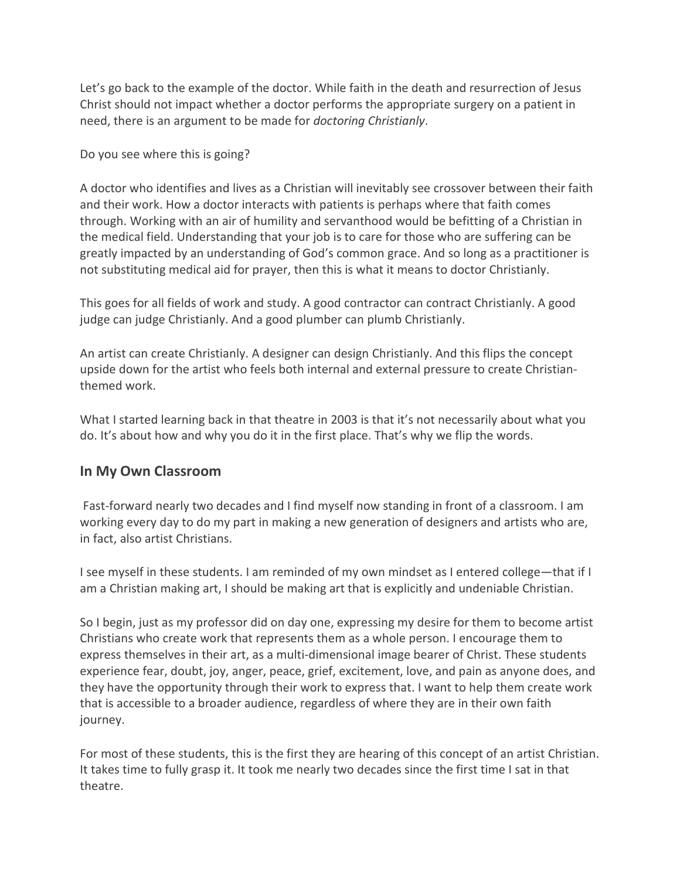Let's go back to the example of the doctor. While faith in the death and resurrection of Jesus Christ should not impact whether a doctor performs the appropriate surgery on a patient in need, there is an argument to be made for *doctoring Christianly*.

Do you see where this is going?

A doctor who identifies and lives as a Christian will inevitably see crossover between their faith and their work. How a doctor interacts with patients is perhaps where that faith comes through. Working with an air of humility and servanthood would be befitting of a Christian in the medical field. Understanding that your job is to care for those who are suffering can be greatly impacted by an understanding of God's common grace. And so long as a practitioner is not substituting medical aid for prayer, then this is what it means to doctor Christianly.

This goes for all fields of work and study. A good contractor can contract Christianly. A good judge can judge Christianly. And a good plumber can plumb Christianly.

An artist can create Christianly. A designer can design Christianly. And this flips the concept upside down for the artist who feels both internal and external pressure to create Christian-themed work.

What I started learning back in that theatre in 2003 is that it's not necessarily about what you do. It's about how and why you do it in the first place. That's why we flip the words.

## In My Own Classroom

Fast-forward nearly two decades and I find myself now standing in front of a classroom. I am working every day to do my part in making a new generation of designers and artists who are, in fact, also artist Christians.

I see myself in these students. I am reminded of my own mindset as I entered college—that if I am a Christian making art, I should be making art that is explicitly and undeniable Christian.

So I begin, just as my professor did on day one, expressing my desire for them to become artist Christians who create work that represents them as a whole person. I encourage them to express themselves in their art, as a multi-dimensional image bearer of Christ. These students experience fear, doubt, joy, anger, peace, grief, excitement, love, and pain as anyone does, and they have the opportunity through their work to express that. I want to help them create work that is accessible to a broader audience, regardless of where they are in their own faith journey.

For most of these students, this is the first they are hearing of this concept of an artist Christian. It takes time to fully grasp it. It took me nearly two decades since the first time I sat in that theatre.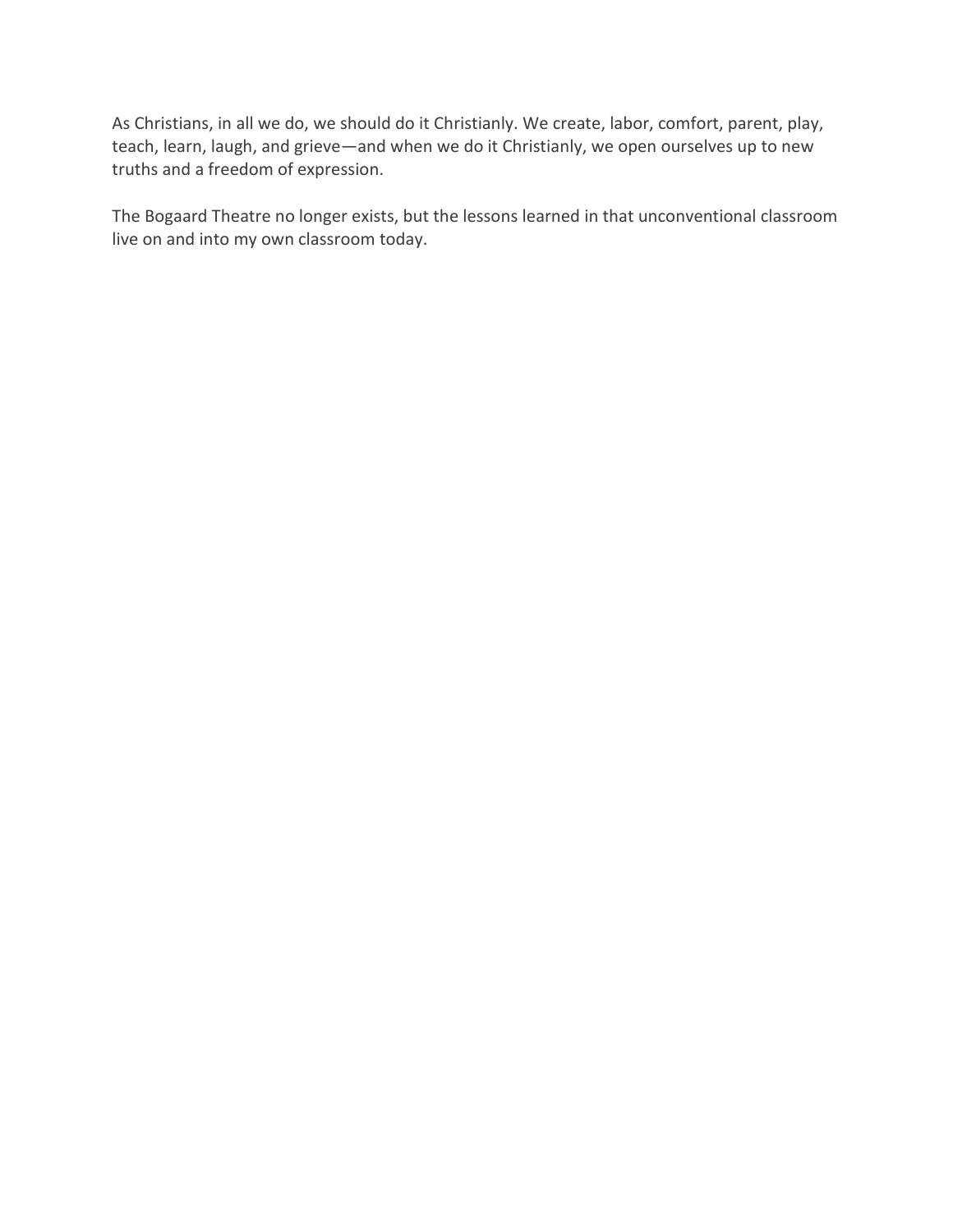As Christians, in all we do, we should do it Christianly. We create, labor, comfort, parent, play, teach, learn, laugh, and grieve—and when we do it Christianly, we open ourselves up to new truths and a freedom of expression.

The Bogaard Theatre no longer exists, but the lessons learned in that unconventional classroom live on and into my own classroom today.